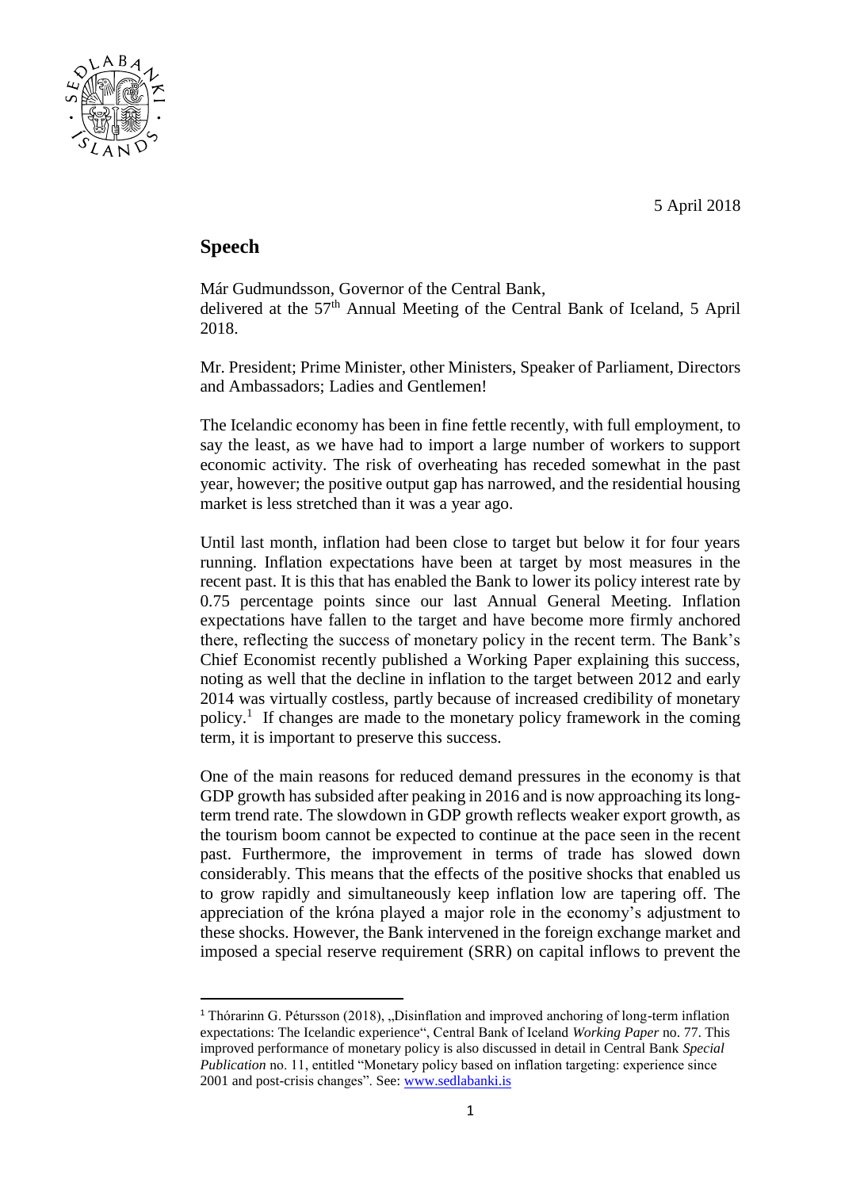5 April 2018

## Speech

Már Gudmundsson, Governor of the Central Bank,
delivered at the 57th Annual Meeting of the Central Bank of Iceland, 5 April 2018.

Mr. President; Prime Minister, other Ministers, Speaker of Parliament, Directors and Ambassadors; Ladies and Gentlemen!

The Icelandic economy has been in fine fettle recently, with full employment, to say the least, as we have had to import a large number of workers to support economic activity. The risk of overheating has receded somewhat in the past year, however; the positive output gap has narrowed, and the residential housing market is less stretched than it was a year ago.

Until last month, inflation had been close to target but below it for four years running. Inflation expectations have been at target by most measures in the recent past. It is this that has enabled the Bank to lower its policy interest rate by 0.75 percentage points since our last Annual General Meeting. Inflation expectations have fallen to the target and have become more firmly anchored there, reflecting the success of monetary policy in the recent term. The Bank's Chief Economist recently published a Working Paper explaining this success, noting as well that the decline in inflation to the target between 2012 and early 2014 was virtually costless, partly because of increased credibility of monetary policy.[1] If changes are made to the monetary policy framework in the coming term, it is important to preserve this success.

One of the main reasons for reduced demand pressures in the economy is that GDP growth has subsided after peaking in 2016 and is now approaching its long-term trend rate. The slowdown in GDP growth reflects weaker export growth, as the tourism boom cannot be expected to continue at the pace seen in the recent past. Furthermore, the improvement in terms of trade has slowed down considerably. This means that the effects of the positive shocks that enabled us to grow rapidly and simultaneously keep inflation low are tapering off. The appreciation of the króna played a major role in the economy's adjustment to these shocks. However, the Bank intervened in the foreign exchange market and imposed a special reserve requirement (SRR) on capital inflows to prevent the

[1] Thórarinn G. Pétursson (2018), „Disinflation and improved anchoring of long-term inflation expectations: The Icelandic experience", Central Bank of Iceland *Working Paper* no. 77. This improved performance of monetary policy is also discussed in detail in Central Bank *Special Publication* no. 11, entitled "Monetary policy based on inflation targeting: experience since 2001 and post-crisis changes". See: www.sedlabanki.is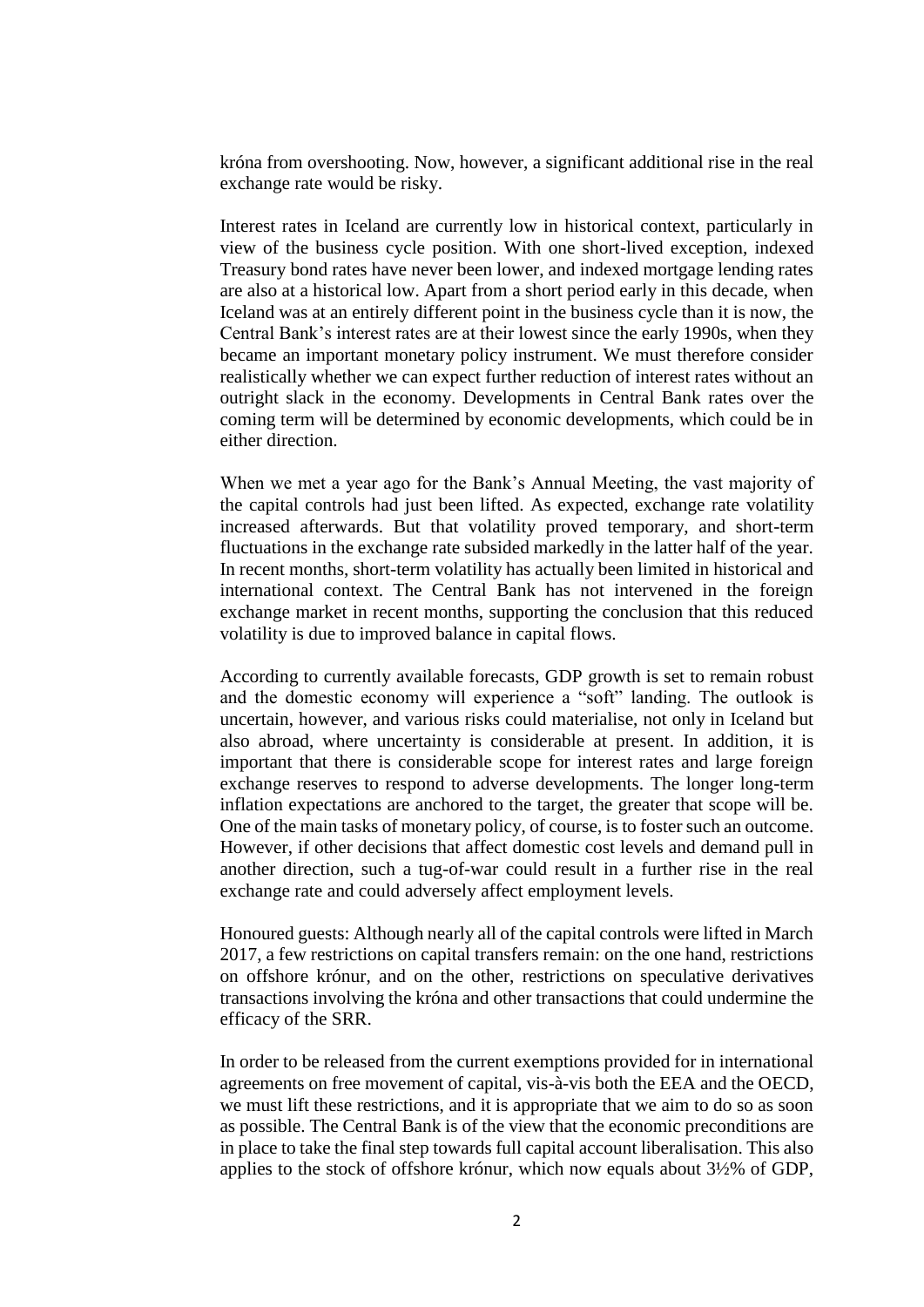króna from overshooting. Now, however, a significant additional rise in the real exchange rate would be risky.

Interest rates in Iceland are currently low in historical context, particularly in view of the business cycle position. With one short-lived exception, indexed Treasury bond rates have never been lower, and indexed mortgage lending rates are also at a historical low. Apart from a short period early in this decade, when Iceland was at an entirely different point in the business cycle than it is now, the Central Bank's interest rates are at their lowest since the early 1990s, when they became an important monetary policy instrument. We must therefore consider realistically whether we can expect further reduction of interest rates without an outright slack in the economy. Developments in Central Bank rates over the coming term will be determined by economic developments, which could be in either direction.

When we met a year ago for the Bank's Annual Meeting, the vast majority of the capital controls had just been lifted. As expected, exchange rate volatility increased afterwards. But that volatility proved temporary, and short-term fluctuations in the exchange rate subsided markedly in the latter half of the year. In recent months, short-term volatility has actually been limited in historical and international context. The Central Bank has not intervened in the foreign exchange market in recent months, supporting the conclusion that this reduced volatility is due to improved balance in capital flows.

According to currently available forecasts, GDP growth is set to remain robust and the domestic economy will experience a "soft" landing. The outlook is uncertain, however, and various risks could materialise, not only in Iceland but also abroad, where uncertainty is considerable at present. In addition, it is important that there is considerable scope for interest rates and large foreign exchange reserves to respond to adverse developments. The longer long-term inflation expectations are anchored to the target, the greater that scope will be. One of the main tasks of monetary policy, of course, is to foster such an outcome. However, if other decisions that affect domestic cost levels and demand pull in another direction, such a tug-of-war could result in a further rise in the real exchange rate and could adversely affect employment levels.

Honoured guests: Although nearly all of the capital controls were lifted in March 2017, a few restrictions on capital transfers remain: on the one hand, restrictions on offshore krónur, and on the other, restrictions on speculative derivatives transactions involving the króna and other transactions that could undermine the efficacy of the SRR.

In order to be released from the current exemptions provided for in international agreements on free movement of capital, vis-à-vis both the EEA and the OECD, we must lift these restrictions, and it is appropriate that we aim to do so as soon as possible. The Central Bank is of the view that the economic preconditions are in place to take the final step towards full capital account liberalisation. This also applies to the stock of offshore krónur, which now equals about 3½% of GDP,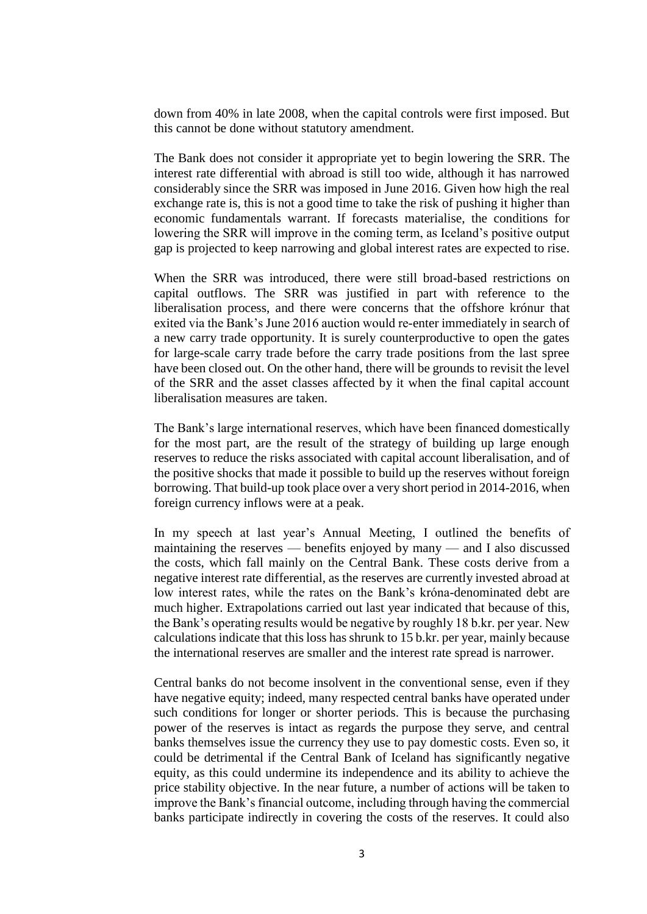down from 40% in late 2008, when the capital controls were first imposed. But this cannot be done without statutory amendment.

The Bank does not consider it appropriate yet to begin lowering the SRR. The interest rate differential with abroad is still too wide, although it has narrowed considerably since the SRR was imposed in June 2016. Given how high the real exchange rate is, this is not a good time to take the risk of pushing it higher than economic fundamentals warrant. If forecasts materialise, the conditions for lowering the SRR will improve in the coming term, as Iceland's positive output gap is projected to keep narrowing and global interest rates are expected to rise.

When the SRR was introduced, there were still broad-based restrictions on capital outflows. The SRR was justified in part with reference to the liberalisation process, and there were concerns that the offshore krónur that exited via the Bank's June 2016 auction would re-enter immediately in search of a new carry trade opportunity. It is surely counterproductive to open the gates for large-scale carry trade before the carry trade positions from the last spree have been closed out. On the other hand, there will be grounds to revisit the level of the SRR and the asset classes affected by it when the final capital account liberalisation measures are taken.

The Bank's large international reserves, which have been financed domestically for the most part, are the result of the strategy of building up large enough reserves to reduce the risks associated with capital account liberalisation, and of the positive shocks that made it possible to build up the reserves without foreign borrowing. That build-up took place over a very short period in 2014-2016, when foreign currency inflows were at a peak.

In my speech at last year's Annual Meeting, I outlined the benefits of maintaining the reserves — benefits enjoyed by many — and I also discussed the costs, which fall mainly on the Central Bank. These costs derive from a negative interest rate differential, as the reserves are currently invested abroad at low interest rates, while the rates on the Bank's króna-denominated debt are much higher. Extrapolations carried out last year indicated that because of this, the Bank's operating results would be negative by roughly 18 b.kr. per year. New calculations indicate that this loss has shrunk to 15 b.kr. per year, mainly because the international reserves are smaller and the interest rate spread is narrower.

Central banks do not become insolvent in the conventional sense, even if they have negative equity; indeed, many respected central banks have operated under such conditions for longer or shorter periods. This is because the purchasing power of the reserves is intact as regards the purpose they serve, and central banks themselves issue the currency they use to pay domestic costs. Even so, it could be detrimental if the Central Bank of Iceland has significantly negative equity, as this could undermine its independence and its ability to achieve the price stability objective. In the near future, a number of actions will be taken to improve the Bank's financial outcome, including through having the commercial banks participate indirectly in covering the costs of the reserves. It could also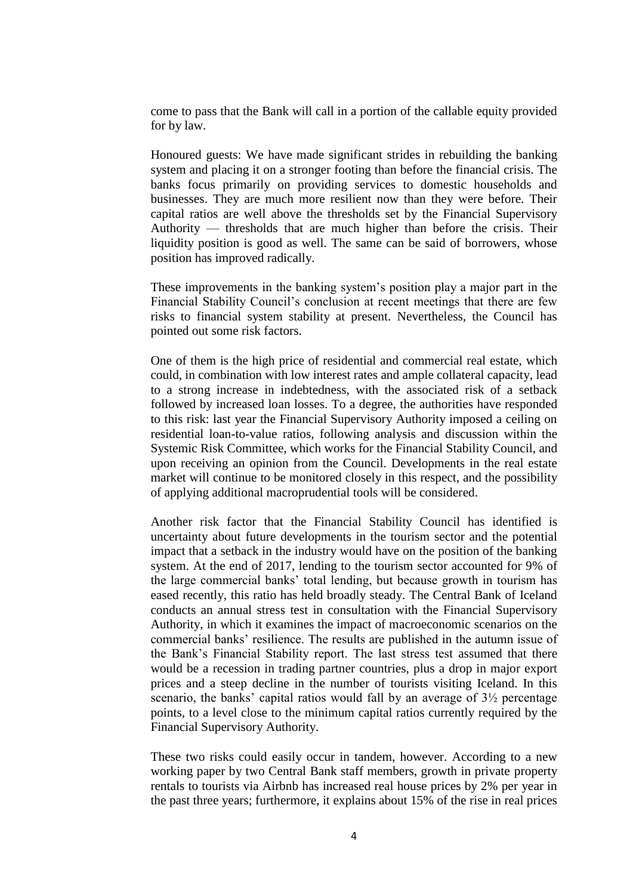come to pass that the Bank will call in a portion of the callable equity provided for by law.

Honoured guests: We have made significant strides in rebuilding the banking system and placing it on a stronger footing than before the financial crisis. The banks focus primarily on providing services to domestic households and businesses. They are much more resilient now than they were before. Their capital ratios are well above the thresholds set by the Financial Supervisory Authority — thresholds that are much higher than before the crisis. Their liquidity position is good as well. The same can be said of borrowers, whose position has improved radically.

These improvements in the banking system's position play a major part in the Financial Stability Council's conclusion at recent meetings that there are few risks to financial system stability at present. Nevertheless, the Council has pointed out some risk factors.

One of them is the high price of residential and commercial real estate, which could, in combination with low interest rates and ample collateral capacity, lead to a strong increase in indebtedness, with the associated risk of a setback followed by increased loan losses. To a degree, the authorities have responded to this risk: last year the Financial Supervisory Authority imposed a ceiling on residential loan-to-value ratios, following analysis and discussion within the Systemic Risk Committee, which works for the Financial Stability Council, and upon receiving an opinion from the Council. Developments in the real estate market will continue to be monitored closely in this respect, and the possibility of applying additional macroprudential tools will be considered.

Another risk factor that the Financial Stability Council has identified is uncertainty about future developments in the tourism sector and the potential impact that a setback in the industry would have on the position of the banking system. At the end of 2017, lending to the tourism sector accounted for 9% of the large commercial banks' total lending, but because growth in tourism has eased recently, this ratio has held broadly steady. The Central Bank of Iceland conducts an annual stress test in consultation with the Financial Supervisory Authority, in which it examines the impact of macroeconomic scenarios on the commercial banks' resilience. The results are published in the autumn issue of the Bank's Financial Stability report. The last stress test assumed that there would be a recession in trading partner countries, plus a drop in major export prices and a steep decline in the number of tourists visiting Iceland. In this scenario, the banks' capital ratios would fall by an average of 3½ percentage points, to a level close to the minimum capital ratios currently required by the Financial Supervisory Authority.

These two risks could easily occur in tandem, however. According to a new working paper by two Central Bank staff members, growth in private property rentals to tourists via Airbnb has increased real house prices by 2% per year in the past three years; furthermore, it explains about 15% of the rise in real prices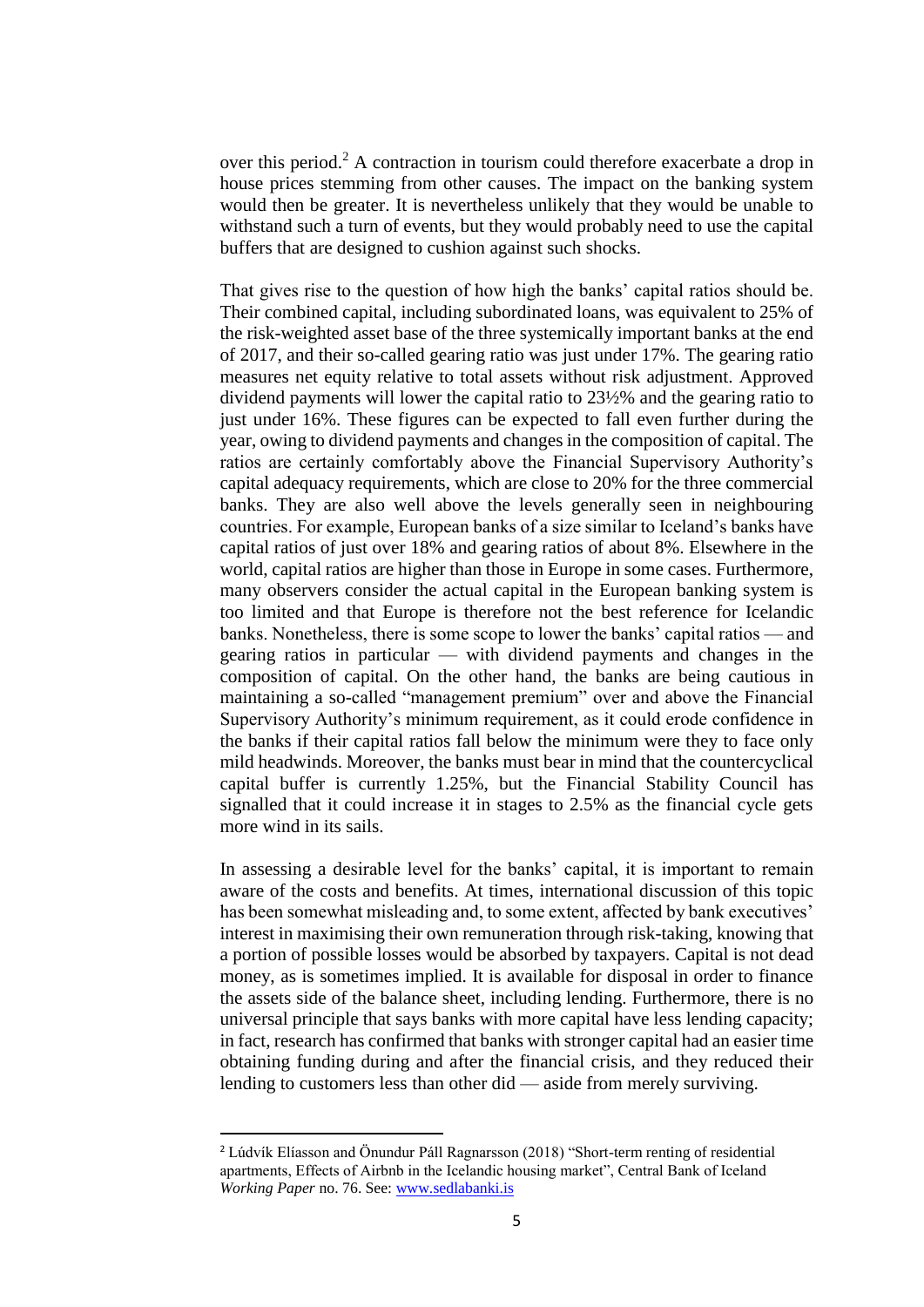over this period.[2] A contraction in tourism could therefore exacerbate a drop in house prices stemming from other causes. The impact on the banking system would then be greater. It is nevertheless unlikely that they would be unable to withstand such a turn of events, but they would probably need to use the capital buffers that are designed to cushion against such shocks.

That gives rise to the question of how high the banks' capital ratios should be. Their combined capital, including subordinated loans, was equivalent to 25% of the risk-weighted asset base of the three systemically important banks at the end of 2017, and their so-called gearing ratio was just under 17%. The gearing ratio measures net equity relative to total assets without risk adjustment. Approved dividend payments will lower the capital ratio to 23½% and the gearing ratio to just under 16%. These figures can be expected to fall even further during the year, owing to dividend payments and changes in the composition of capital. The ratios are certainly comfortably above the Financial Supervisory Authority's capital adequacy requirements, which are close to 20% for the three commercial banks. They are also well above the levels generally seen in neighbouring countries. For example, European banks of a size similar to Iceland's banks have capital ratios of just over 18% and gearing ratios of about 8%. Elsewhere in the world, capital ratios are higher than those in Europe in some cases. Furthermore, many observers consider the actual capital in the European banking system is too limited and that Europe is therefore not the best reference for Icelandic banks. Nonetheless, there is some scope to lower the banks' capital ratios — and gearing ratios in particular — with dividend payments and changes in the composition of capital. On the other hand, the banks are being cautious in maintaining a so-called "management premium" over and above the Financial Supervisory Authority's minimum requirement, as it could erode confidence in the banks if their capital ratios fall below the minimum were they to face only mild headwinds. Moreover, the banks must bear in mind that the countercyclical capital buffer is currently 1.25%, but the Financial Stability Council has signalled that it could increase it in stages to 2.5% as the financial cycle gets more wind in its sails.

In assessing a desirable level for the banks' capital, it is important to remain aware of the costs and benefits. At times, international discussion of this topic has been somewhat misleading and, to some extent, affected by bank executives' interest in maximising their own remuneration through risk-taking, knowing that a portion of possible losses would be absorbed by taxpayers. Capital is not dead money, as is sometimes implied. It is available for disposal in order to finance the assets side of the balance sheet, including lending. Furthermore, there is no universal principle that says banks with more capital have less lending capacity; in fact, research has confirmed that banks with stronger capital had an easier time obtaining funding during and after the financial crisis, and they reduced their lending to customers less than other did — aside from merely surviving.

---

[2] Lúdvík Elíasson and Önundur Páll Ragnarsson (2018) "Short-term renting of residential apartments, Effects of Airbnb in the Icelandic housing market", Central Bank of Iceland *Working Paper* no. 76. See: [www.sedlabanki.is](http://www.sedlabanki.is)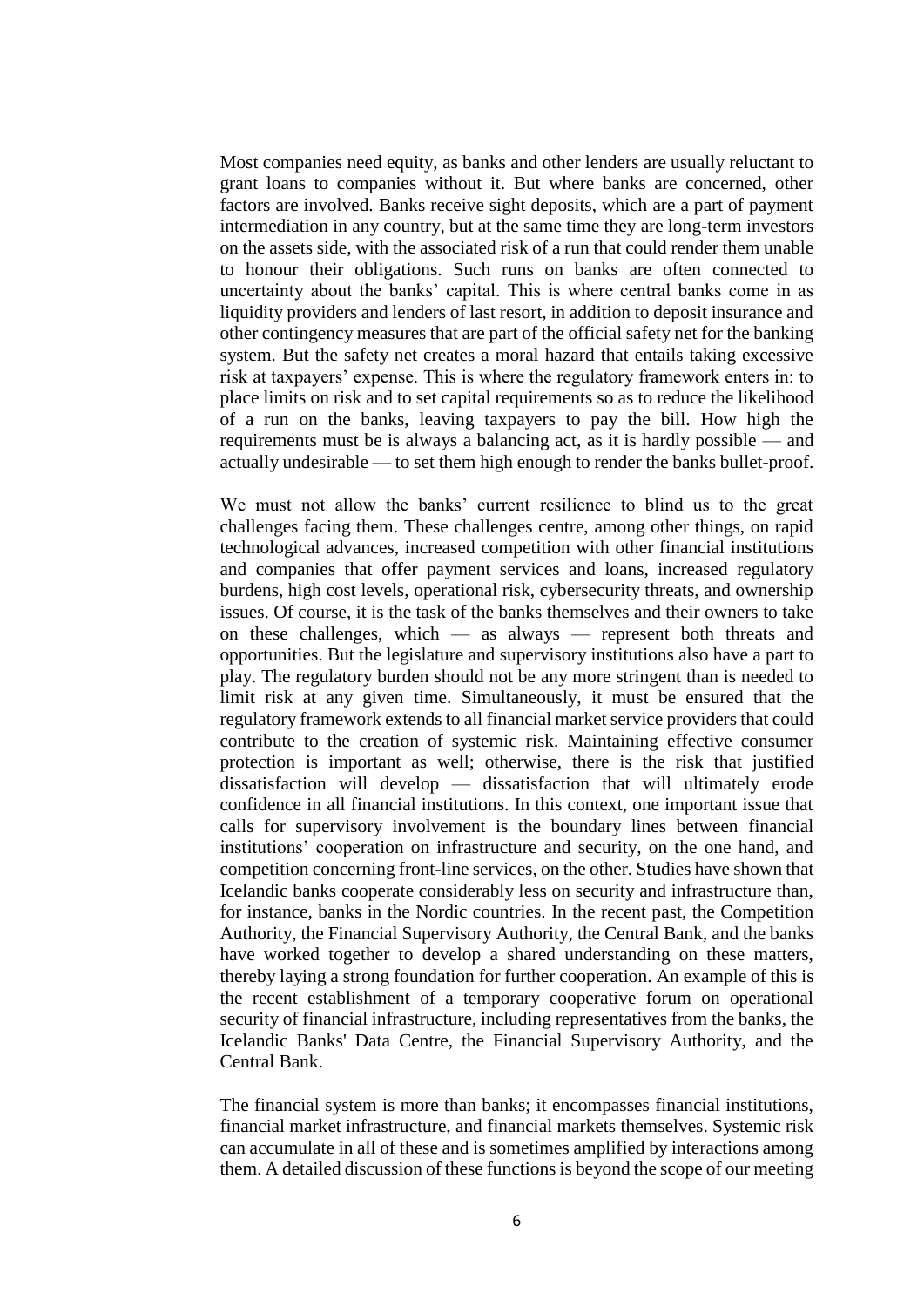Most companies need equity, as banks and other lenders are usually reluctant to grant loans to companies without it. But where banks are concerned, other factors are involved. Banks receive sight deposits, which are a part of payment intermediation in any country, but at the same time they are long-term investors on the assets side, with the associated risk of a run that could render them unable to honour their obligations. Such runs on banks are often connected to uncertainty about the banks' capital. This is where central banks come in as liquidity providers and lenders of last resort, in addition to deposit insurance and other contingency measures that are part of the official safety net for the banking system. But the safety net creates a moral hazard that entails taking excessive risk at taxpayers' expense. This is where the regulatory framework enters in: to place limits on risk and to set capital requirements so as to reduce the likelihood of a run on the banks, leaving taxpayers to pay the bill. How high the requirements must be is always a balancing act, as it is hardly possible — and actually undesirable — to set them high enough to render the banks bullet-proof.

We must not allow the banks' current resilience to blind us to the great challenges facing them. These challenges centre, among other things, on rapid technological advances, increased competition with other financial institutions and companies that offer payment services and loans, increased regulatory burdens, high cost levels, operational risk, cybersecurity threats, and ownership issues. Of course, it is the task of the banks themselves and their owners to take on these challenges, which — as always — represent both threats and opportunities. But the legislature and supervisory institutions also have a part to play. The regulatory burden should not be any more stringent than is needed to limit risk at any given time. Simultaneously, it must be ensured that the regulatory framework extends to all financial market service providers that could contribute to the creation of systemic risk. Maintaining effective consumer protection is important as well; otherwise, there is the risk that justified dissatisfaction will develop — dissatisfaction that will ultimately erode confidence in all financial institutions. In this context, one important issue that calls for supervisory involvement is the boundary lines between financial institutions' cooperation on infrastructure and security, on the one hand, and competition concerning front-line services, on the other. Studies have shown that Icelandic banks cooperate considerably less on security and infrastructure than, for instance, banks in the Nordic countries. In the recent past, the Competition Authority, the Financial Supervisory Authority, the Central Bank, and the banks have worked together to develop a shared understanding on these matters, thereby laying a strong foundation for further cooperation. An example of this is the recent establishment of a temporary cooperative forum on operational security of financial infrastructure, including representatives from the banks, the Icelandic Banks' Data Centre, the Financial Supervisory Authority, and the Central Bank.

The financial system is more than banks; it encompasses financial institutions, financial market infrastructure, and financial markets themselves. Systemic risk can accumulate in all of these and is sometimes amplified by interactions among them. A detailed discussion of these functions is beyond the scope of our meeting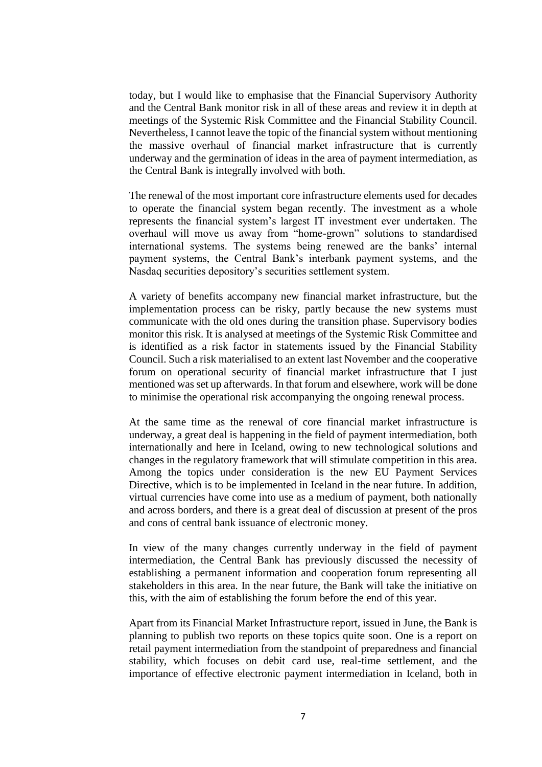today, but I would like to emphasise that the Financial Supervisory Authority and the Central Bank monitor risk in all of these areas and review it in depth at meetings of the Systemic Risk Committee and the Financial Stability Council. Nevertheless, I cannot leave the topic of the financial system without mentioning the massive overhaul of financial market infrastructure that is currently underway and the germination of ideas in the area of payment intermediation, as the Central Bank is integrally involved with both.

The renewal of the most important core infrastructure elements used for decades to operate the financial system began recently. The investment as a whole represents the financial system's largest IT investment ever undertaken. The overhaul will move us away from "home-grown" solutions to standardised international systems. The systems being renewed are the banks' internal payment systems, the Central Bank's interbank payment systems, and the Nasdaq securities depository's securities settlement system.

A variety of benefits accompany new financial market infrastructure, but the implementation process can be risky, partly because the new systems must communicate with the old ones during the transition phase. Supervisory bodies monitor this risk. It is analysed at meetings of the Systemic Risk Committee and is identified as a risk factor in statements issued by the Financial Stability Council. Such a risk materialised to an extent last November and the cooperative forum on operational security of financial market infrastructure that I just mentioned was set up afterwards. In that forum and elsewhere, work will be done to minimise the operational risk accompanying the ongoing renewal process.

At the same time as the renewal of core financial market infrastructure is underway, a great deal is happening in the field of payment intermediation, both internationally and here in Iceland, owing to new technological solutions and changes in the regulatory framework that will stimulate competition in this area. Among the topics under consideration is the new EU Payment Services Directive, which is to be implemented in Iceland in the near future. In addition, virtual currencies have come into use as a medium of payment, both nationally and across borders, and there is a great deal of discussion at present of the pros and cons of central bank issuance of electronic money.

In view of the many changes currently underway in the field of payment intermediation, the Central Bank has previously discussed the necessity of establishing a permanent information and cooperation forum representing all stakeholders in this area. In the near future, the Bank will take the initiative on this, with the aim of establishing the forum before the end of this year.

Apart from its Financial Market Infrastructure report, issued in June, the Bank is planning to publish two reports on these topics quite soon. One is a report on retail payment intermediation from the standpoint of preparedness and financial stability, which focuses on debit card use, real-time settlement, and the importance of effective electronic payment intermediation in Iceland, both in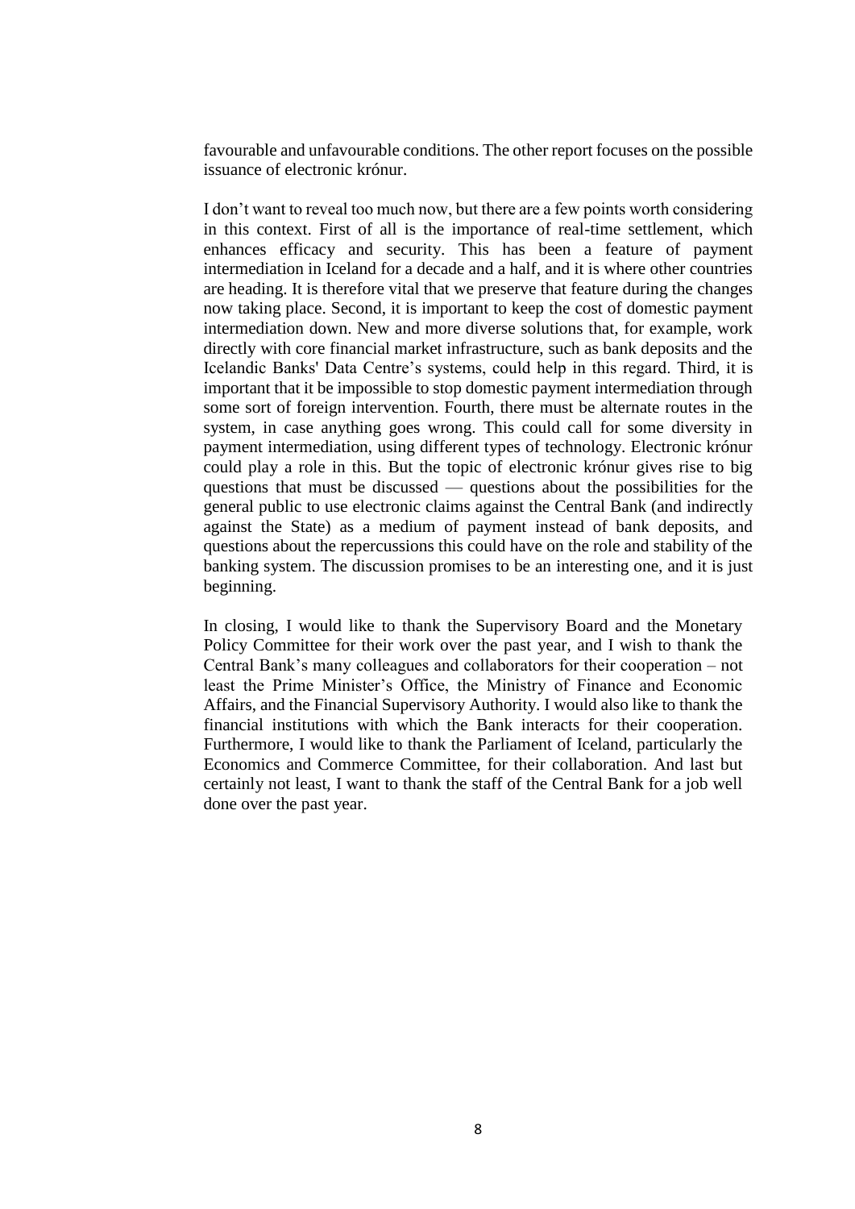favourable and unfavourable conditions. The other report focuses on the possible issuance of electronic krónur.

I don't want to reveal too much now, but there are a few points worth considering in this context. First of all is the importance of real-time settlement, which enhances efficacy and security. This has been a feature of payment intermediation in Iceland for a decade and a half, and it is where other countries are heading. It is therefore vital that we preserve that feature during the changes now taking place. Second, it is important to keep the cost of domestic payment intermediation down. New and more diverse solutions that, for example, work directly with core financial market infrastructure, such as bank deposits and the Icelandic Banks' Data Centre's systems, could help in this regard. Third, it is important that it be impossible to stop domestic payment intermediation through some sort of foreign intervention. Fourth, there must be alternate routes in the system, in case anything goes wrong. This could call for some diversity in payment intermediation, using different types of technology. Electronic krónur could play a role in this. But the topic of electronic krónur gives rise to big questions that must be discussed — questions about the possibilities for the general public to use electronic claims against the Central Bank (and indirectly against the State) as a medium of payment instead of bank deposits, and questions about the repercussions this could have on the role and stability of the banking system. The discussion promises to be an interesting one, and it is just beginning.

In closing, I would like to thank the Supervisory Board and the Monetary Policy Committee for their work over the past year, and I wish to thank the Central Bank's many colleagues and collaborators for their cooperation – not least the Prime Minister's Office, the Ministry of Finance and Economic Affairs, and the Financial Supervisory Authority. I would also like to thank the financial institutions with which the Bank interacts for their cooperation. Furthermore, I would like to thank the Parliament of Iceland, particularly the Economics and Commerce Committee, for their collaboration. And last but certainly not least, I want to thank the staff of the Central Bank for a job well done over the past year.